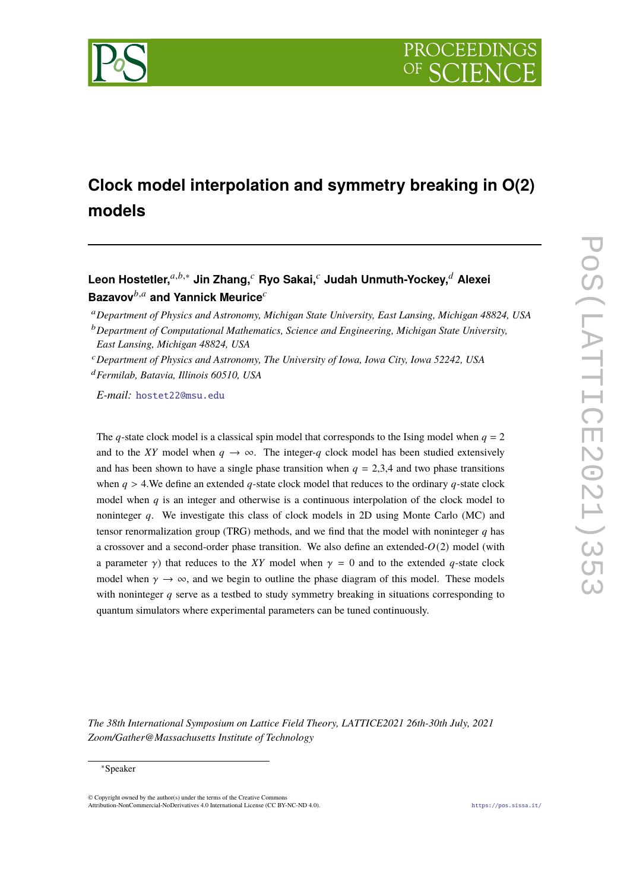# Clock model interpolation and symmetry breaking in O(2) models

**Leon Hostetler,**[a,b,*] **Jin Zhang,**[c] **Ryo Sakai,**[c] **Judah Unmuth-Yockey,**[d] **Alexei Bazavov**[b,a] **and Yannick Meurice**[c]

[a] *Department of Physics and Astronomy, Michigan State University, East Lansing, Michigan 48824, USA*

[b] *Department of Computational Mathematics, Science and Engineering, Michigan State University, East Lansing, Michigan 48824, USA*

[c] *Department of Physics and Astronomy, The University of Iowa, Iowa City, Iowa 52242, USA*

[d] *Fermilab, Batavia, Illinois 60510, USA*

*E-mail:* hostet22@msu.edu

The $q$-state clock model is a classical spin model that corresponds to the Ising model when $q = 2$ and to the $XY$ model when $q \to \infty$. The integer-$q$ clock model has been studied extensively and has been shown to have a single phase transition when $q = 2$,3,4 and two phase transitions when $q > 4$.We define an extended $q$-state clock model that reduces to the ordinary $q$-state clock model when $q$ is an integer and otherwise is a continuous interpolation of the clock model to noninteger $q$. We investigate this class of clock models in 2D using Monte Carlo (MC) and tensor renormalization group (TRG) methods, and we find that the model with noninteger $q$ has a crossover and a second-order phase transition. We also define an extended-$O(2)$ model (with a parameter $\gamma$) that reduces to the $XY$ model when $\gamma = 0$ and to the extended $q$-state clock model when $\gamma \to \infty$, and we begin to outline the phase diagram of this model. These models with noninteger $q$ serve as a testbed to study symmetry breaking in situations corresponding to quantum simulators where experimental parameters can be tuned continuously.

*The 38th International Symposium on Lattice Field Theory, LATTICE2021 26th-30th July, 2021 Zoom/Gather@Massachusetts Institute of Technology*

[*] Speaker

© Copyright owned by the author(s) under the terms of the Creative Commons Attribution-NonCommercial-NoDerivatives 4.0 International License (CC BY-NC-ND 4.0).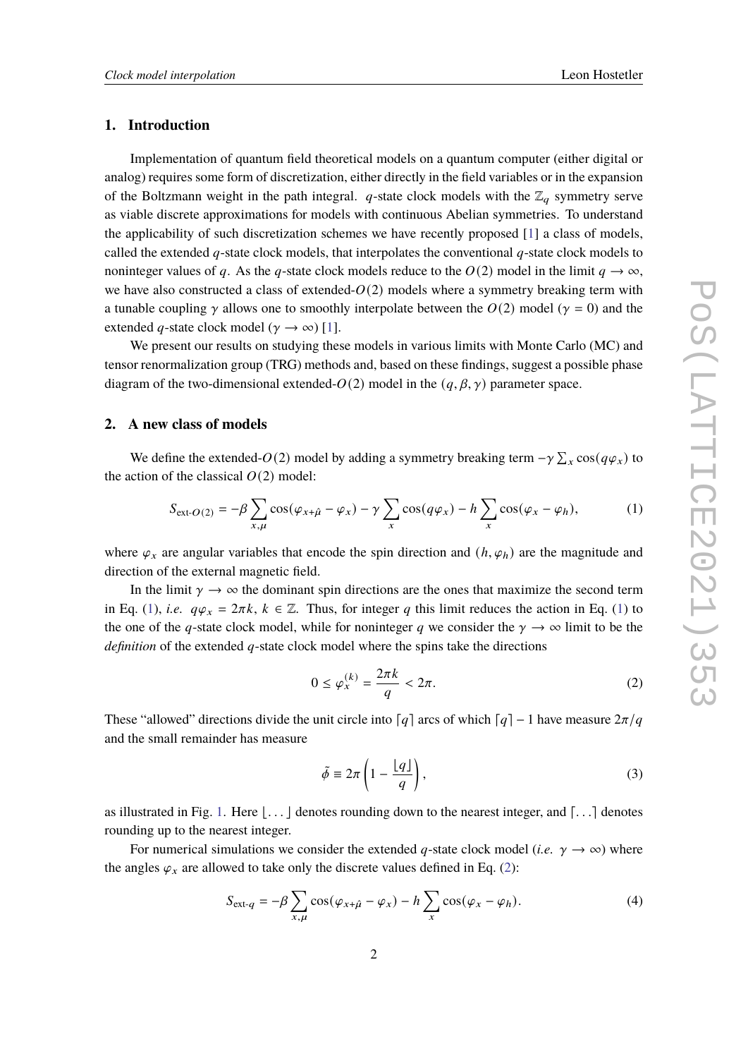## 1. Introduction

Implementation of quantum field theoretical models on a quantum computer (either digital or analog) requires some form of discretization, either directly in the field variables or in the expansion of the Boltzmann weight in the path integral. $q$-state clock models with the $\mathbb{Z}_q$ symmetry serve as viable discrete approximations for models with continuous Abelian symmetries. To understand the applicability of such discretization schemes we have recently proposed [1] a class of models, called the extended $q$-state clock models, that interpolates the conventional $q$-state clock models to noninteger values of $q$. As the $q$-state clock models reduce to the $O(2)$ model in the limit $q \to \infty$, we have also constructed a class of extended-$O(2)$ models where a symmetry breaking term with a tunable coupling $\gamma$ allows one to smoothly interpolate between the $O(2)$ model ($\gamma = 0$) and the extended $q$-state clock model ($\gamma \to \infty$) [1].

We present our results on studying these models in various limits with Monte Carlo (MC) and tensor renormalization group (TRG) methods and, based on these findings, suggest a possible phase diagram of the two-dimensional extended-$O(2)$ model in the $(q, \beta, \gamma)$ parameter space.

## 2. A new class of models

We define the extended-$O(2)$ model by adding a symmetry breaking term $-\gamma \sum_x \cos(q\varphi_x)$ to the action of the classical $O(2)$ model:

$$S_{\text{ext-}O(2)} = -\beta \sum_{x,\mu} \cos(\varphi_{x+\hat{\mu}} - \varphi_x) - \gamma \sum_x \cos(q\varphi_x) - h \sum_x \cos(\varphi_x - \varphi_h), \tag{1}$$

where $\varphi_x$ are angular variables that encode the spin direction and $(h, \varphi_h)$ are the magnitude and direction of the external magnetic field.

In the limit $\gamma \to \infty$ the dominant spin directions are the ones that maximize the second term in Eq. (1), *i.e.* $q\varphi_x = 2\pi k$, $k \in \mathbb{Z}$. Thus, for integer $q$ this limit reduces the action in Eq. (1) to the one of the $q$-state clock model, while for noninteger $q$ we consider the $\gamma \to \infty$ limit to be the *definition* of the extended $q$-state clock model where the spins take the directions

$$0 \leq \varphi_x^{(k)} = \frac{2\pi k}{q} < 2\pi. \tag{2}$$

These "allowed" directions divide the unit circle into $\lceil q \rceil$ arcs of which $\lceil q \rceil - 1$ have measure $2\pi/q$ and the small remainder has measure

$$\tilde{\phi} \equiv 2\pi \left(1 - \frac{\lfloor q \rfloor}{q}\right), \tag{3}$$

as illustrated in Fig. 1. Here $\lfloor \ldots \rfloor$ denotes rounding down to the nearest integer, and $\lceil \ldots \rceil$ denotes rounding up to the nearest integer.

For numerical simulations we consider the extended $q$-state clock model (*i.e.* $\gamma \to \infty$) where the angles $\varphi_x$ are allowed to take only the discrete values defined in Eq. (2):

$$S_{\text{ext-}q} = -\beta \sum_{x,\mu} \cos(\varphi_{x+\hat{\mu}} - \varphi_x) - h \sum_x \cos(\varphi_x - \varphi_h). \tag{4}$$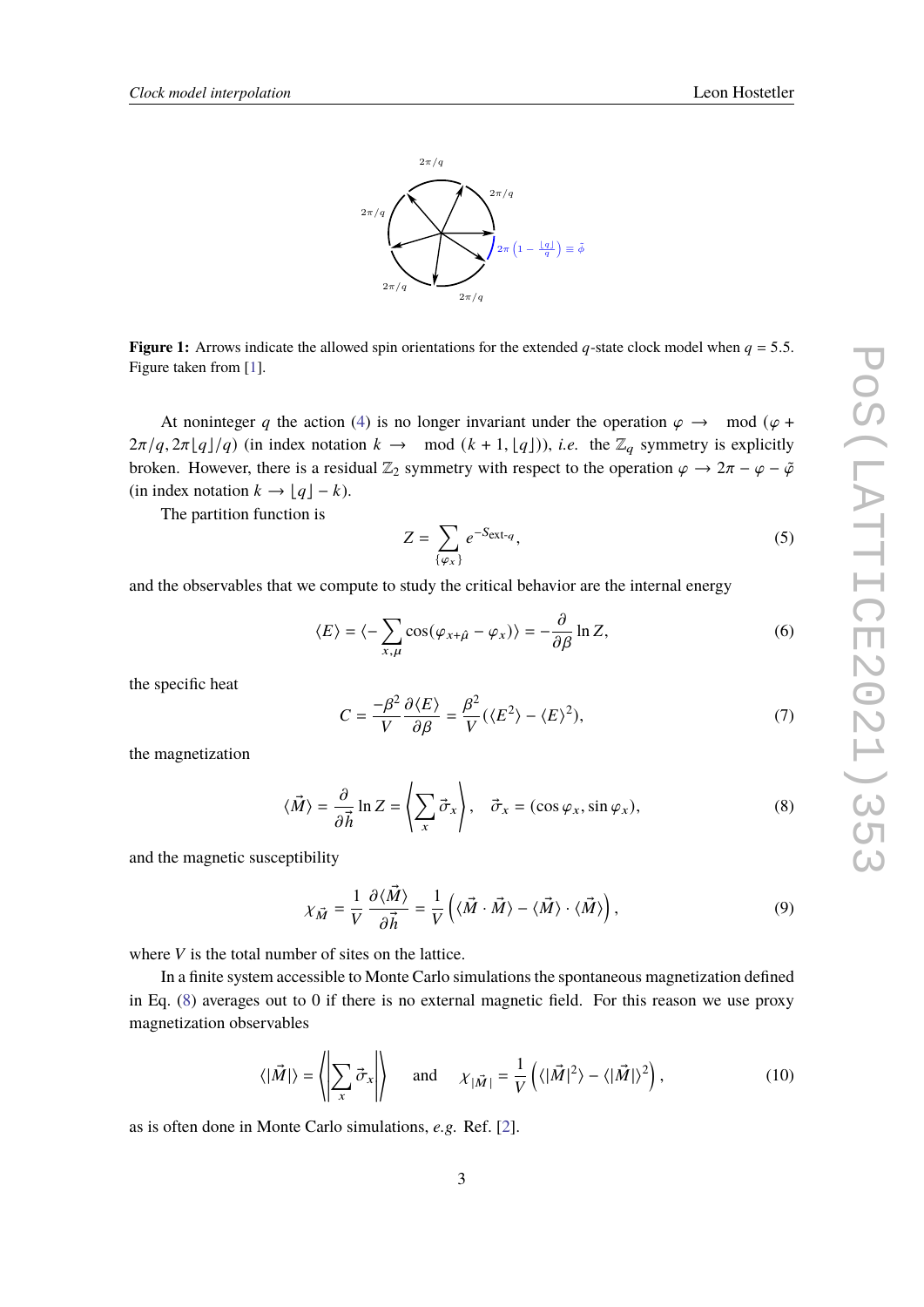**Figure 1:** Arrows indicate the allowed spin orientations for the extended $q$-state clock model when $q = 5.5$. Figure taken from [1].

At noninteger $q$ the action (4) is no longer invariant under the operation $\varphi \to \mod(\varphi + 2\pi/q, 2\pi\lfloor q \rfloor/q)$ (in index notation $k \to \mod(k+1, \lfloor q \rfloor)$), *i.e.* the $\mathbb{Z}_q$ symmetry is explicitly broken. However, there is a residual $\mathbb{Z}_2$ symmetry with respect to the operation $\varphi \to 2\pi - \varphi - \tilde{\varphi}$ (in index notation $k \to \lfloor q \rfloor - k$).

The partition function is

$$Z = \sum_{\{\varphi_x\}} e^{-S_{\text{ext-}q}}, \tag{5}$$

and the observables that we compute to study the critical behavior are the internal energy

$$\langle E \rangle = \langle -\sum_{x,\mu} \cos(\varphi_{x+\hat{\mu}} - \varphi_x) \rangle = -\frac{\partial}{\partial \beta} \ln Z, \tag{6}$$

the specific heat

$$C = \frac{-\beta^2}{V} \frac{\partial \langle E \rangle}{\partial \beta} = \frac{\beta^2}{V} (\langle E^2 \rangle - \langle E \rangle^2), \tag{7}$$

the magnetization

$$\langle \vec{M} \rangle = \frac{\partial}{\partial \vec{h}} \ln Z = \left\langle \sum_x \vec{\sigma}_x \right\rangle, \quad \vec{\sigma}_x = (\cos\varphi_x, \sin\varphi_x), \tag{8}$$

and the magnetic susceptibility

$$\chi_{\vec{M}} = \frac{1}{V} \frac{\partial \langle \vec{M} \rangle}{\partial \vec{h}} = \frac{1}{V} \left( \langle \vec{M} \cdot \vec{M} \rangle - \langle \vec{M} \rangle \cdot \langle \vec{M} \rangle \right), \tag{9}$$

where $V$ is the total number of sites on the lattice.

In a finite system accessible to Monte Carlo simulations the spontaneous magnetization defined in Eq. (8) averages out to 0 if there is no external magnetic field. For this reason we use proxy magnetization observables

$$\langle |\vec{M}| \rangle = \left\langle \left| \sum_x \vec{\sigma}_x \right| \right\rangle \quad \text{and} \quad \chi_{|\vec{M}|} = \frac{1}{V} \left( \langle |\vec{M}|^2 \rangle - \langle |\vec{M}| \rangle^2 \right), \tag{10}$$

as is often done in Monte Carlo simulations, *e.g.* Ref. [2].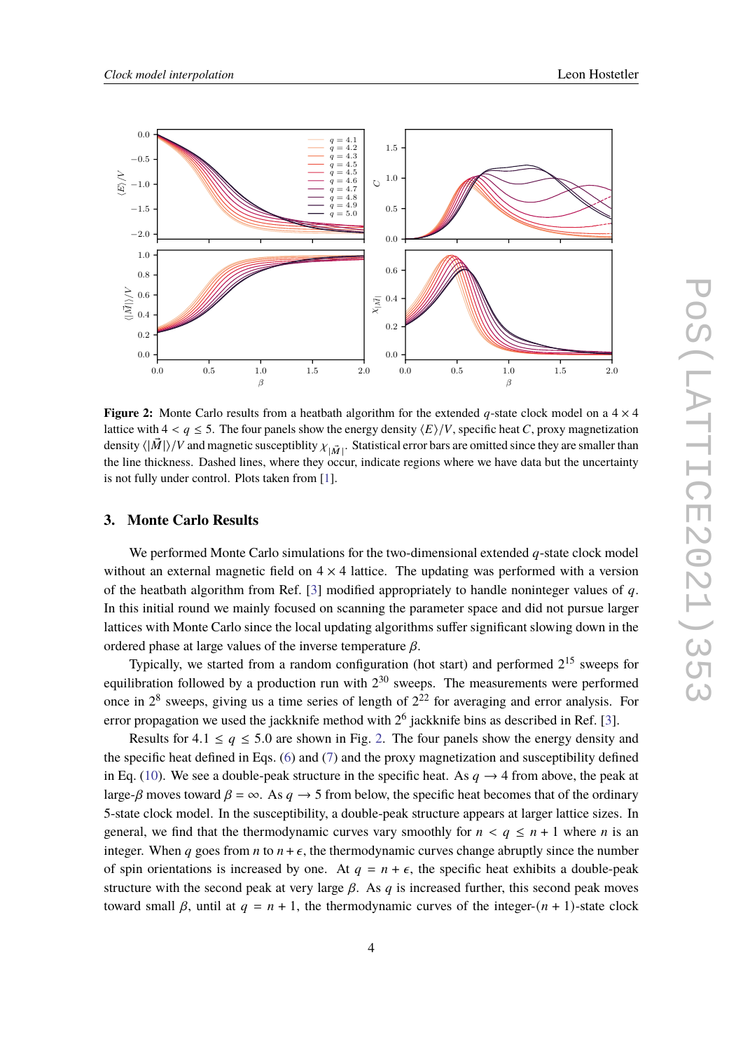**Figure 2:** Monte Carlo results from a heatbath algorithm for the extended $q$-state clock model on a $4 \times 4$ lattice with $4 < q \leq 5$. The four panels show the energy density $\langle E \rangle / V$, specific heat $C$, proxy magnetization density $\langle |\vec{M}| \rangle / V$ and magnetic susceptiblity $\chi_{|\vec{M}|}$. Statistical error bars are omitted since they are smaller than the line thickness. Dashed lines, where they occur, indicate regions where we have data but the uncertainty is not fully under control. Plots taken from [1].

## 3. Monte Carlo Results

We performed Monte Carlo simulations for the two-dimensional extended $q$-state clock model without an external magnetic field on $4 \times 4$ lattice. The updating was performed with a version of the heatbath algorithm from Ref. [3] modified appropriately to handle noninteger values of $q$. In this initial round we mainly focused on scanning the parameter space and did not pursue larger lattices with Monte Carlo since the local updating algorithms suffer significant slowing down in the ordered phase at large values of the inverse temperature $\beta$.

Typically, we started from a random configuration (hot start) and performed $2^{15}$ sweeps for equilibration followed by a production run with $2^{30}$ sweeps. The measurements were performed once in $2^{8}$ sweeps, giving us a time series of length of $2^{22}$ for averaging and error analysis. For error propagation we used the jackknife method with $2^{6}$ jackknife bins as described in Ref. [3].

Results for $4.1 \leq q \leq 5.0$ are shown in Fig. 2. The four panels show the energy density and the specific heat defined in Eqs. (6) and (7) and the proxy magnetization and susceptibility defined in Eq. (10). We see a double-peak structure in the specific heat. As $q \to 4$ from above, the peak at large-$\beta$ moves toward $\beta = \infty$. As $q \to 5$ from below, the specific heat becomes that of the ordinary 5-state clock model. In the susceptibility, a double-peak structure appears at larger lattice sizes. In general, we find that the thermodynamic curves vary smoothly for $n < q \leq n + 1$ where $n$ is an integer. When $q$ goes from $n$ to $n + \epsilon$, the thermodynamic curves change abruptly since the number of spin orientations is increased by one. At $q = n + \epsilon$, the specific heat exhibits a double-peak structure with the second peak at very large $\beta$. As $q$ is increased further, this second peak moves toward small $\beta$, until at $q = n + 1$, the thermodynamic curves of the integer-$(n + 1)$-state clock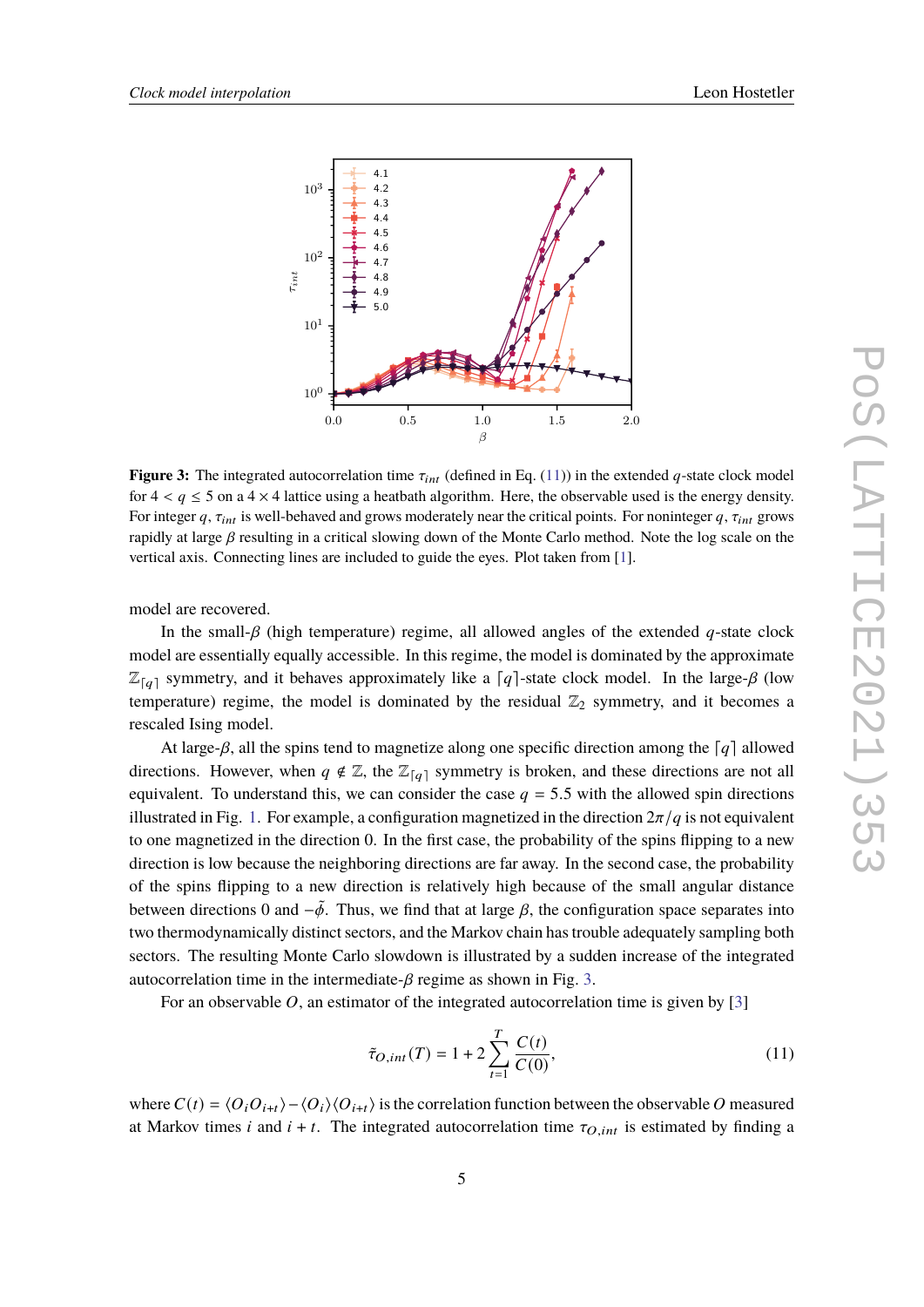**Figure 3:** The integrated autocorrelation time $\tau_{int}$ (defined in Eq. (11)) in the extended $q$-state clock model for $4 < q \leq 5$ on a $4 \times 4$ lattice using a heatbath algorithm. Here, the observable used is the energy density. For integer $q$, $\tau_{int}$ is well-behaved and grows moderately near the critical points. For noninteger $q$, $\tau_{int}$ grows rapidly at large $\beta$ resulting in a critical slowing down of the Monte Carlo method. Note the log scale on the vertical axis. Connecting lines are included to guide the eyes. Plot taken from [1].

model are recovered.

In the small-$\beta$ (high temperature) regime, all allowed angles of the extended $q$-state clock model are essentially equally accessible. In this regime, the model is dominated by the approximate $\mathbb{Z}_{\lceil q \rceil}$ symmetry, and it behaves approximately like a $\lceil q \rceil$-state clock model. In the large-$\beta$ (low temperature) regime, the model is dominated by the residual $\mathbb{Z}_2$ symmetry, and it becomes a rescaled Ising model.

At large-$\beta$, all the spins tend to magnetize along one specific direction among the $\lceil q \rceil$ allowed directions. However, when $q \notin \mathbb{Z}$, the $\mathbb{Z}_{\lceil q \rceil}$ symmetry is broken, and these directions are not all equivalent. To understand this, we can consider the case $q = 5.5$ with the allowed spin directions illustrated in Fig. 1. For example, a configuration magnetized in the direction $2\pi/q$ is not equivalent to one magnetized in the direction 0. In the first case, the probability of the spins flipping to a new direction is low because the neighboring directions are far away. In the second case, the probability of the spins flipping to a new direction is relatively high because of the small angular distance between directions 0 and $-\tilde{\phi}$. Thus, we find that at large $\beta$, the configuration space separates into two thermodynamically distinct sectors, and the Markov chain has trouble adequately sampling both sectors. The resulting Monte Carlo slowdown is illustrated by a sudden increase of the integrated autocorrelation time in the intermediate-$\beta$ regime as shown in Fig. 3.

For an observable $O$, an estimator of the integrated autocorrelation time is given by [3]

$$\tilde{\tau}_{O,int}(T) = 1 + 2\sum_{t=1}^{T} \frac{C(t)}{C(0)}, \tag{11}$$

where $C(t) = \langle O_i O_{i+t} \rangle - \langle O_i \rangle \langle O_{i+t} \rangle$ is the correlation function between the observable $O$ measured at Markov times $i$ and $i + t$. The integrated autocorrelation time $\tau_{O,int}$ is estimated by finding a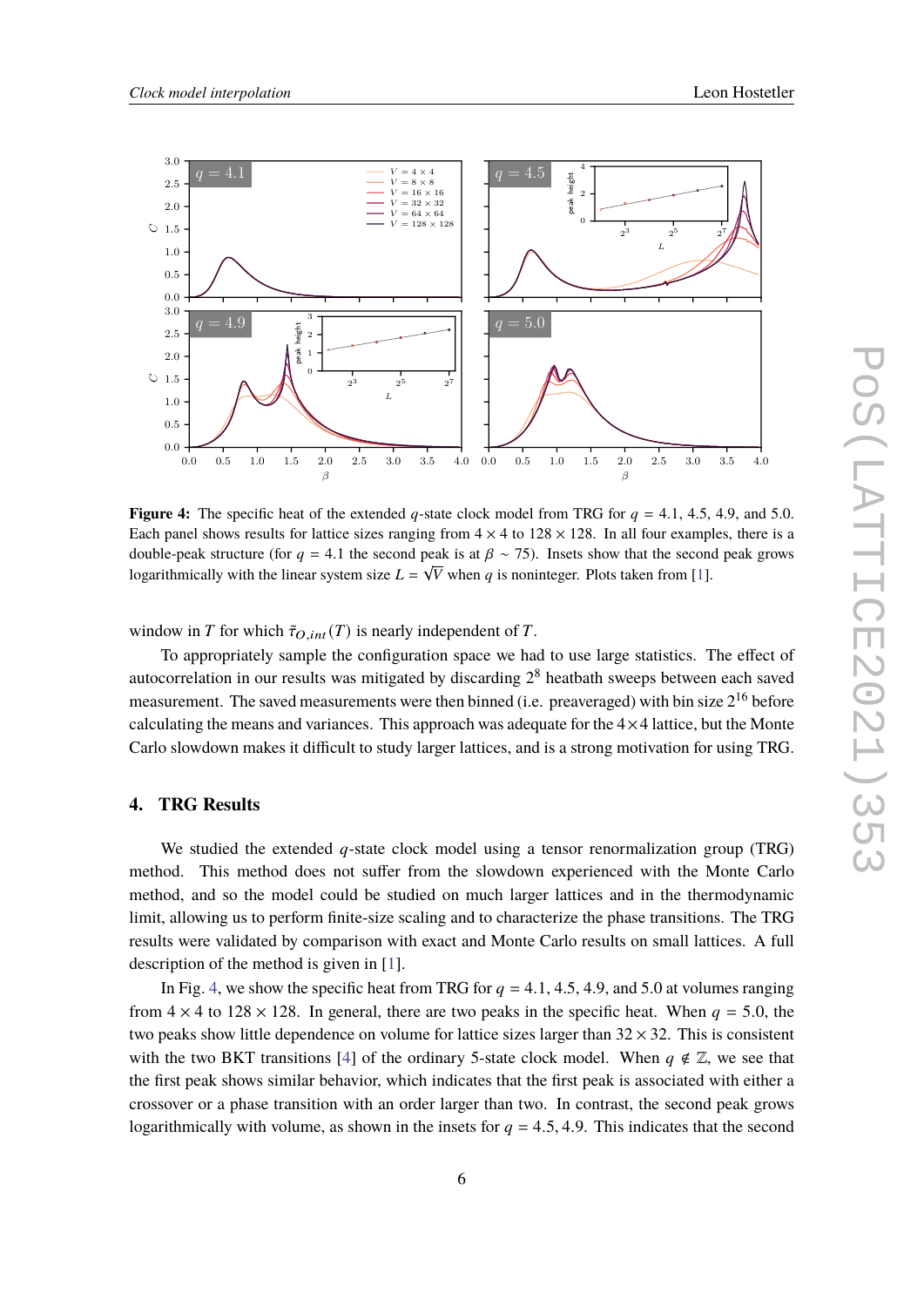**Figure 4:** The specific heat of the extended $q$-state clock model from TRG for $q = 4.1$, $4.5$, $4.9$, and $5.0$. Each panel shows results for lattice sizes ranging from $4 \times 4$ to $128 \times 128$. In all four examples, there is a double-peak structure (for $q = 4.1$ the second peak is at $\beta \sim 75$). Insets show that the second peak grows logarithmically with the linear system size $L = \sqrt{V}$ when $q$ is noninteger. Plots taken from [1].

window in $T$ for which $\tilde{\tau}_{O,int}(T)$ is nearly independent of $T$.

To appropriately sample the configuration space we had to use large statistics. The effect of autocorrelation in our results was mitigated by discarding $2^8$ heatbath sweeps between each saved measurement. The saved measurements were then binned (i.e. preaveraged) with bin size $2^{16}$ before calculating the means and variances. This approach was adequate for the $4\times4$ lattice, but the Monte Carlo slowdown makes it difficult to study larger lattices, and is a strong motivation for using TRG.

## 4. TRG Results

We studied the extended $q$-state clock model using a tensor renormalization group (TRG) method. This method does not suffer from the slowdown experienced with the Monte Carlo method, and so the model could be studied on much larger lattices and in the thermodynamic limit, allowing us to perform finite-size scaling and to characterize the phase transitions. The TRG results were validated by comparison with exact and Monte Carlo results on small lattices. A full description of the method is given in [1].

In Fig. 4, we show the specific heat from TRG for $q = 4.1, 4.5, 4.9$, and $5.0$ at volumes ranging from $4 \times 4$ to $128 \times 128$. In general, there are two peaks in the specific heat. When $q = 5.0$, the two peaks show little dependence on volume for lattice sizes larger than $32 \times 32$. This is consistent with the two BKT transitions [4] of the ordinary 5-state clock model. When $q \notin \mathbb{Z}$, we see that the first peak shows similar behavior, which indicates that the first peak is associated with either a crossover or a phase transition with an order larger than two. In contrast, the second peak grows logarithmically with volume, as shown in the insets for $q = 4.5, 4.9$. This indicates that the second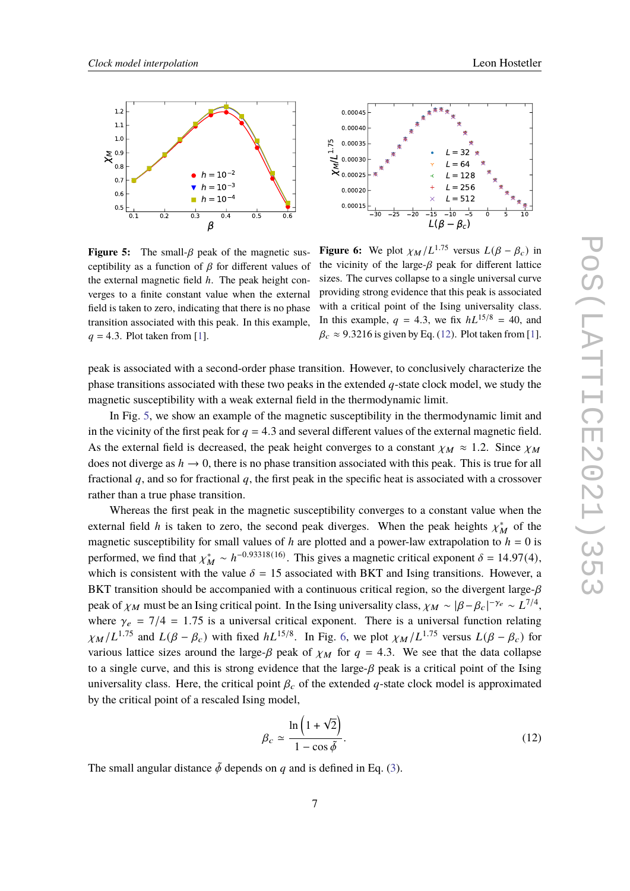**Figure 5:** The small-$\beta$ peak of the magnetic susceptibility as a function of $\beta$ for different values of the external magnetic field $h$. The peak height converges to a finite constant value when the external field is taken to zero, indicating that there is no phase transition associated with this peak. In this example, $q = 4.3$. Plot taken from [1].

**Figure 6:** We plot $\chi_M/L^{1.75}$ versus $L(\beta - \beta_c)$ in the vicinity of the large-$\beta$ peak for different lattice sizes. The curves collapse to a single universal curve providing strong evidence that this peak is associated with a critical point of the Ising universality class. In this example, $q = 4.3$, we fix $hL^{15/8} = 40$, and $\beta_c \approx 9.3216$ is given by Eq. (12). Plot taken from [1].

peak is associated with a second-order phase transition. However, to conclusively characterize the phase transitions associated with these two peaks in the extended $q$-state clock model, we study the magnetic susceptibility with a weak external field in the thermodynamic limit.

In Fig. 5, we show an example of the magnetic susceptibility in the thermodynamic limit and in the vicinity of the first peak for $q = 4.3$ and several different values of the external magnetic field. As the external field is decreased, the peak height converges to a constant $\chi_M \approx 1.2$. Since $\chi_M$ does not diverge as $h \to 0$, there is no phase transition associated with this peak. This is true for all fractional $q$, and so for fractional $q$, the first peak in the specific heat is associated with a crossover rather than a true phase transition.

Whereas the first peak in the magnetic susceptibility converges to a constant value when the external field $h$ is taken to zero, the second peak diverges. When the peak heights $\chi_M^*$ of the magnetic susceptibility for small values of $h$ are plotted and a power-law extrapolation to $h = 0$ is performed, we find that $\chi_M^* \sim h^{-0.93318(16)}$. This gives a magnetic critical exponent $\delta = 14.97(4)$, which is consistent with the value $\delta = 15$ associated with BKT and Ising transitions. However, a BKT transition should be accompanied with a continuous critical region, so the divergent large-$\beta$ peak of $\chi_M$ must be an Ising critical point. In the Ising universality class, $\chi_M \sim |\beta - \beta_c|^{-\gamma_e} \sim L^{7/4}$, where $\gamma_e = 7/4 = 1.75$ is a universal critical exponent. There is a universal function relating $\chi_M/L^{1.75}$ and $L(\beta - \beta_c)$ with fixed $hL^{15/8}$. In Fig. 6, we plot $\chi_M/L^{1.75}$ versus $L(\beta - \beta_c)$ for various lattice sizes the large-$\beta$ peak of $\chi_M$ for $q = 4.3$. We see that the data collapse to a single curve, and this is strong evidence that the large-$\beta$ peak is a critical point of the Ising universality class. Here, the critical point $\beta_c$ of the extended $q$-state clock model is approximated by the critical point of a rescaled Ising model,

$$\beta_c \simeq \frac{\ln\left(1 + \sqrt{2}\right)}{1 - \cos \tilde{\phi}}. \tag{12}$$

The small angular distance $\tilde{\phi}$ depends on $q$ and is defined in Eq. (3).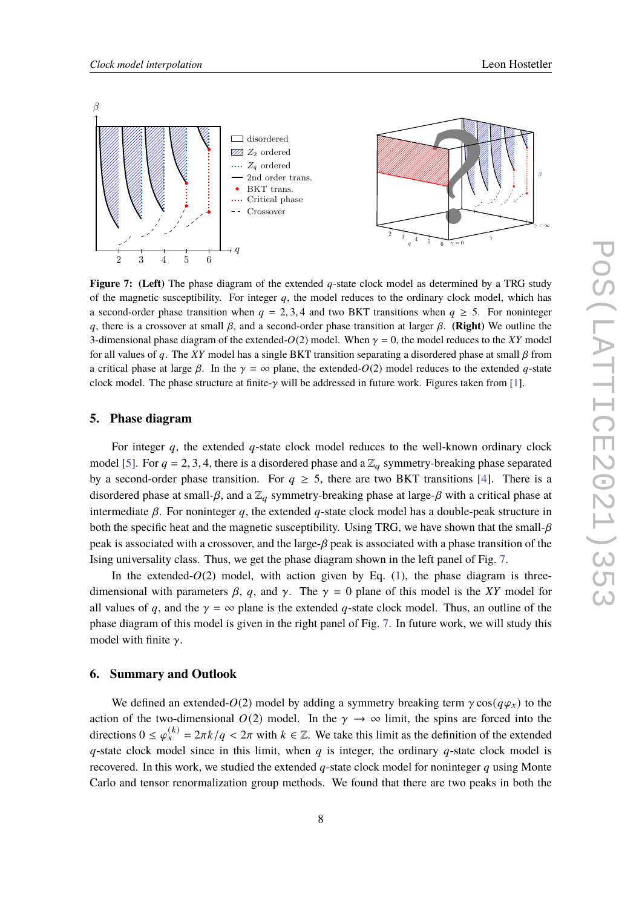**Figure 7: (Left)** The phase diagram of the extended $q$-state clock model as determined by a TRG study of the magnetic susceptibility. For integer $q$, the model reduces to the ordinary clock model, which has a second-order phase transition when $q = 2, 3, 4$ and two BKT transitions when $q \geq 5$. For noninteger $q$, there is a crossover at small $\beta$, and a second-order phase transition at larger $\beta$. **(Right)** We outline the 3-dimensional phase diagram of the extended-$O(2)$ model. When $\gamma = 0$, the model reduces to the $XY$ model for all values of $q$. The $XY$ model has a single BKT transition separating a disordered phase at small $\beta$ from a critical phase at large $\beta$. In the $\gamma = \infty$ plane, the extended-$O(2)$ model reduces to the extended $q$-state clock model. The phase structure at finite-$\gamma$ will be addressed in future work. Figures taken from [1].

## 5. Phase diagram

For integer $q$, the extended $q$-state clock model reduces to the well-known ordinary clock model [5]. For $q = 2, 3, 4$, there is a disordered phase and a $\mathbb{Z}_q$ symmetry-breaking phase separated by a second-order phase transition. For $q \geq 5$, there are two BKT transitions [4]. There is a disordered phase at small-$\beta$, and a $\mathbb{Z}_q$ symmetry-breaking phase at large-$\beta$ with a critical phase at intermediate $\beta$. For noninteger $q$, the extended $q$-state clock model has a double-peak structure in both the specific heat and the magnetic susceptibility. Using TRG, we have shown that the small-$\beta$ peak is associated with a crossover, and the large-$\beta$ peak is associated with a phase transition of the Ising universality class. Thus, we get the phase diagram shown in the left panel of Fig. 7.

In the extended-$O(2)$ model, with action given by Eq. (1), the phase diagram is three-dimensional with parameters $\beta$, $q$, and $\gamma$. The $\gamma = 0$ plane of this model is the $XY$ model for all values of $q$, and the $\gamma = \infty$ plane is the extended $q$-state clock model. Thus, an outline of the phase diagram of this model is given in the right panel of Fig. 7. In future work, we will study this model with finite $\gamma$.

## 6. Summary and Outlook

We defined an extended-$O(2)$ model by adding a symmetry breaking term $\gamma \cos(q\varphi_x)$ to the action of the two-dimensional $O(2)$ model. In the $\gamma \to \infty$ limit, the spins are forced into the directions $0 \leq \varphi_x^{(k)} = 2\pi k/q < 2\pi$ with $k \in \mathbb{Z}$. We take this limit as the definition of the extended $q$-state clock model since in this limit, when $q$ is integer, the ordinary $q$-state clock model is recovered. In this work, we studied the extended $q$-state clock model for noninteger $q$ using Monte Carlo and tensor renormalization group methods. We found that there are two peaks in both the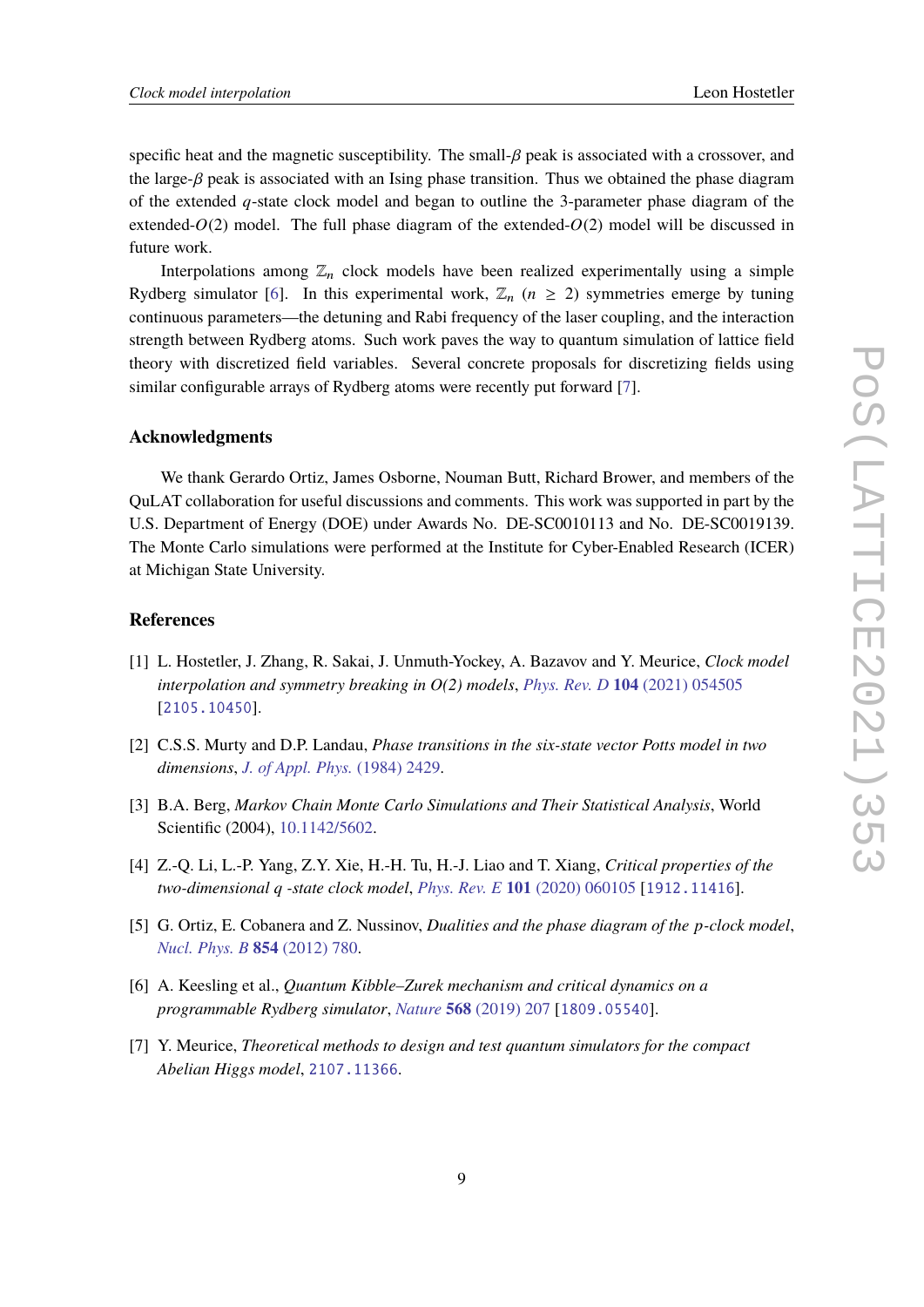specific heat and the magnetic susceptibility. The small-$\beta$ peak is associated with a crossover, and the large-$\beta$ peak is associated with an Ising phase transition. Thus we obtained the phase diagram of the extended $q$-state clock model and began to outline the 3-parameter phase diagram of the extended-$O(2)$ model. The full phase diagram of the extended-$O(2)$ model will be discussed in future work.

Interpolations among $\mathbb{Z}_n$ clock models have been realized experimentally using a simple Rydberg simulator [6]. In this experimental work, $\mathbb{Z}_n$ ($n \geq 2$) symmetries emerge by tuning continuous parameters—the detuning and Rabi frequency of the laser coupling, and the interaction strength between Rydberg atoms. Such work paves the way to quantum simulation of lattice field theory with discretized field variables. Several concrete proposals for discretizing fields using similar configurable arrays of Rydberg atoms were recently put forward [7].

## Acknowledgments

We thank Gerardo Ortiz, James Osborne, Nouman Butt, Richard Brower, and members of the QuLAT collaboration for useful discussions and comments. This work was supported in part by the U.S. Department of Energy (DOE) under Awards No. DE-SC0010113 and No. DE-SC0019139. The Monte Carlo simulations were performed at the Institute for Cyber-Enabled Research (ICER) at Michigan State University.

## References

[1] L. Hostetler, J. Zhang, R. Sakai, J. Unmuth-Yockey, A. Bazavov and Y. Meurice, *Clock model interpolation and symmetry breaking in O(2) models*, *Phys. Rev. D* **104** (2021) 054505 [2105.10450].

[2] C.S.S. Murty and D.P. Landau, *Phase transitions in the six-state vector Potts model in two dimensions*, *J. of Appl. Phys.* (1984) 2429.

[3] B.A. Berg, *Markov Chain Monte Carlo Simulations and Their Statistical Analysis*, World Scientific (2004), 10.1142/5602.

[4] Z.-Q. Li, L.-P. Yang, Z.Y. Xie, H.-H. Tu, H.-J. Liao and T. Xiang, *Critical properties of the two-dimensional q -state clock model*, *Phys. Rev. E* **101** (2020) 060105 [1912.11416].

[5] G. Ortiz, E. Cobanera and Z. Nussinov, *Dualities and the phase diagram of the p-clock model*, *Nucl. Phys. B* **854** (2012) 780.

[6] A. Keesling et al., *Quantum Kibble–Zurek mechanism and critical dynamics on a programmable Rydberg simulator*, *Nature* **568** (2019) 207 [1809.05540].

[7] Y. Meurice, *Theoretical methods to design and test quantum simulators for the compact Abelian Higgs model*, 2107.11366.